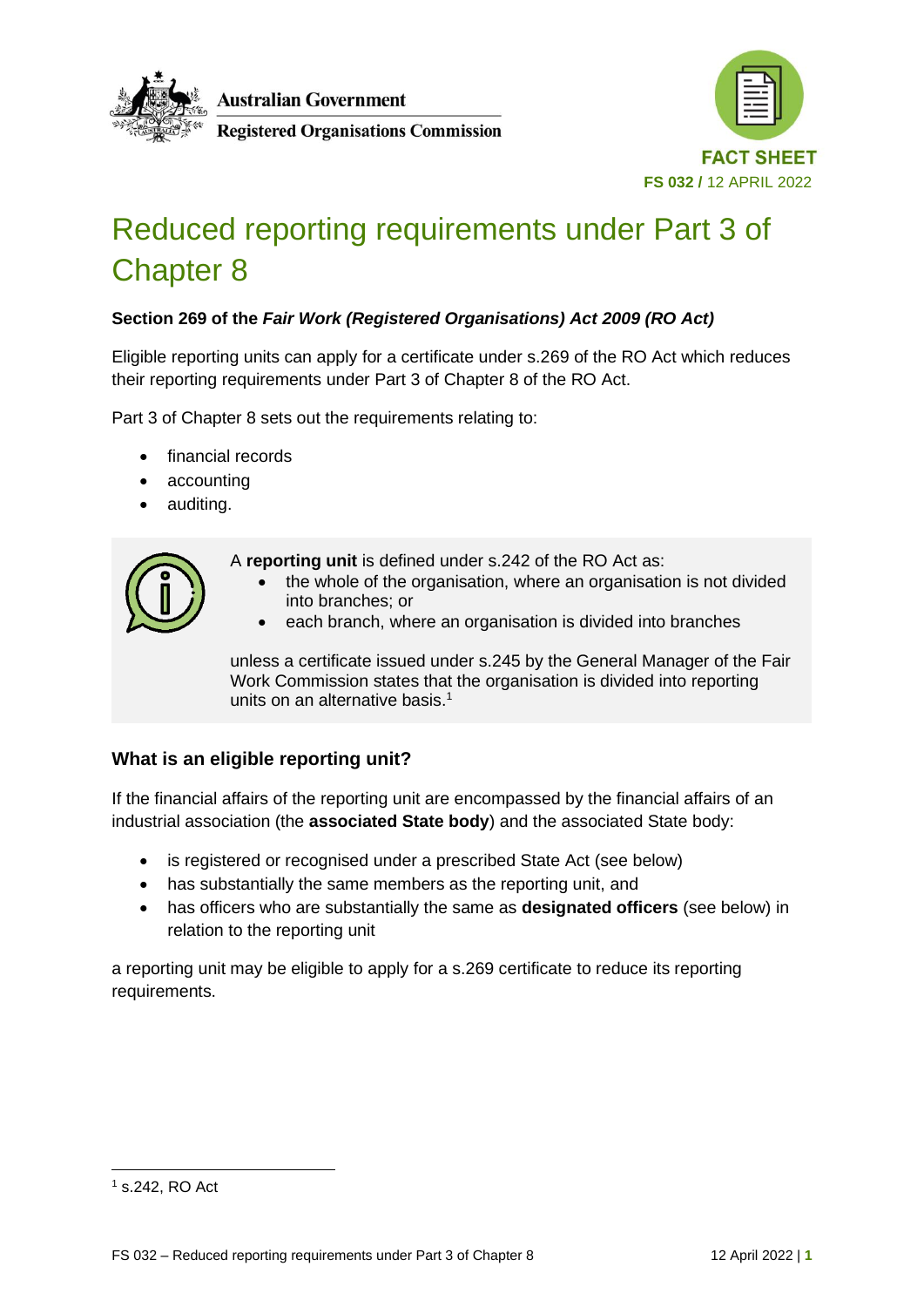Australian Government

Registered Organisations Commission

FACT SHEET

FS 032 / 12 APRIL 2022

# Reduced reporting requirements under Part 3 of Chapter 8

**Section 269 of the *Fair Work (Registered Organisations) Act 2009 (RO Act)***

Eligible reporting units can apply for a certificate under s.269 of the RO Act which reduces their reporting requirements under Part 3 of Chapter 8 of the RO Act.

Part 3 of Chapter 8 sets out the requirements relating to:

- financial records
- accounting
- auditing.

A **reporting unit** is defined under s.242 of the RO Act as:

- the whole of the organisation, where an organisation is not divided into branches; or
- each branch, where an organisation is divided into branches

unless a certificate issued under s.245 by the General Manager of the Fair Work Commission states that the organisation is divided into reporting units on an alternative basis.[1]

## What is an eligible reporting unit?

If the financial affairs of the reporting unit are encompassed by the financial affairs of an industrial association (the **associated State body**) and the associated State body:

- is registered or recognised under a prescribed State Act (see below)
- has substantially the same members as the reporting unit, and
- has officers who are substantially the same as **designated officers** (see below) in relation to the reporting unit

a reporting unit may be eligible to apply for a s.269 certificate to reduce its reporting requirements.

[1] s.242, RO Act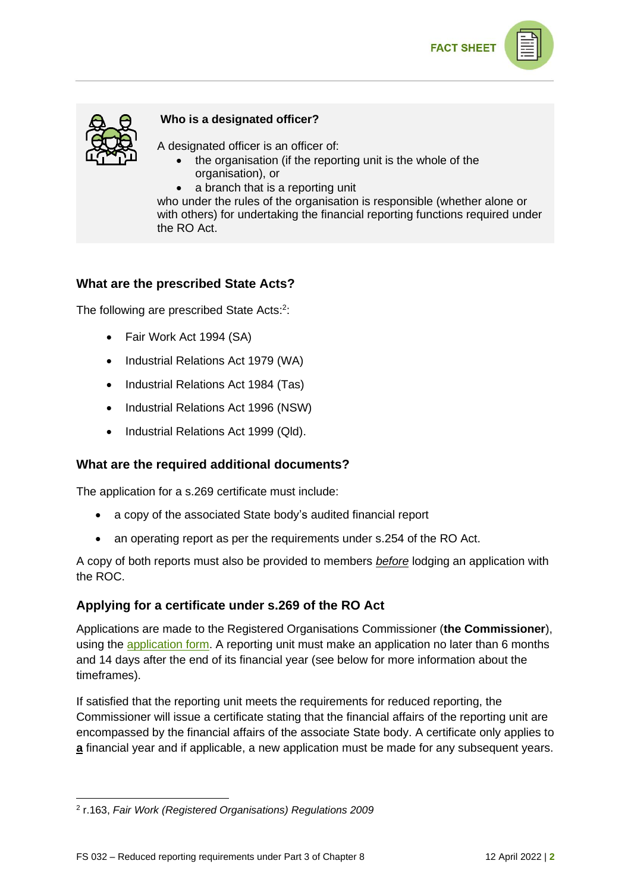**Who is a designated officer?**

A designated officer is an officer of:

- the organisation (if the reporting unit is the whole of the organisation), or
- a branch that is a reporting unit

who under the rules of the organisation is responsible (whether alone or with others) for undertaking the financial reporting functions required under the RO Act.

### What are the prescribed State Acts?

The following are prescribed State Acts:[2]:

- Fair Work Act 1994 (SA)
- Industrial Relations Act 1979 (WA)
- Industrial Relations Act 1984 (Tas)
- Industrial Relations Act 1996 (NSW)
- Industrial Relations Act 1999 (Qld).

### What are the required additional documents?

The application for a s.269 certificate must include:

- a copy of the associated State body's audited financial report
- an operating report as per the requirements under s.254 of the RO Act.

A copy of both reports must also be provided to members ***before*** lodging an application with the ROC.

### Applying for a certificate under s.269 of the RO Act

Applications are made to the Registered Organisations Commissioner (**the Commissioner**), using the application form. A reporting unit must make an application no later than 6 months and 14 days after the end of its financial year (see below for more information about the timeframes).

If satisfied that the reporting unit meets the requirements for reduced reporting, the Commissioner will issue a certificate stating that the financial affairs of the reporting unit are encompassed by the financial affairs of the associate State body. A certificate only applies to **a** financial year and if applicable, a new application must be made for any subsequent years.

---

[2] r.163, *Fair Work (Registered Organisations) Regulations 2009*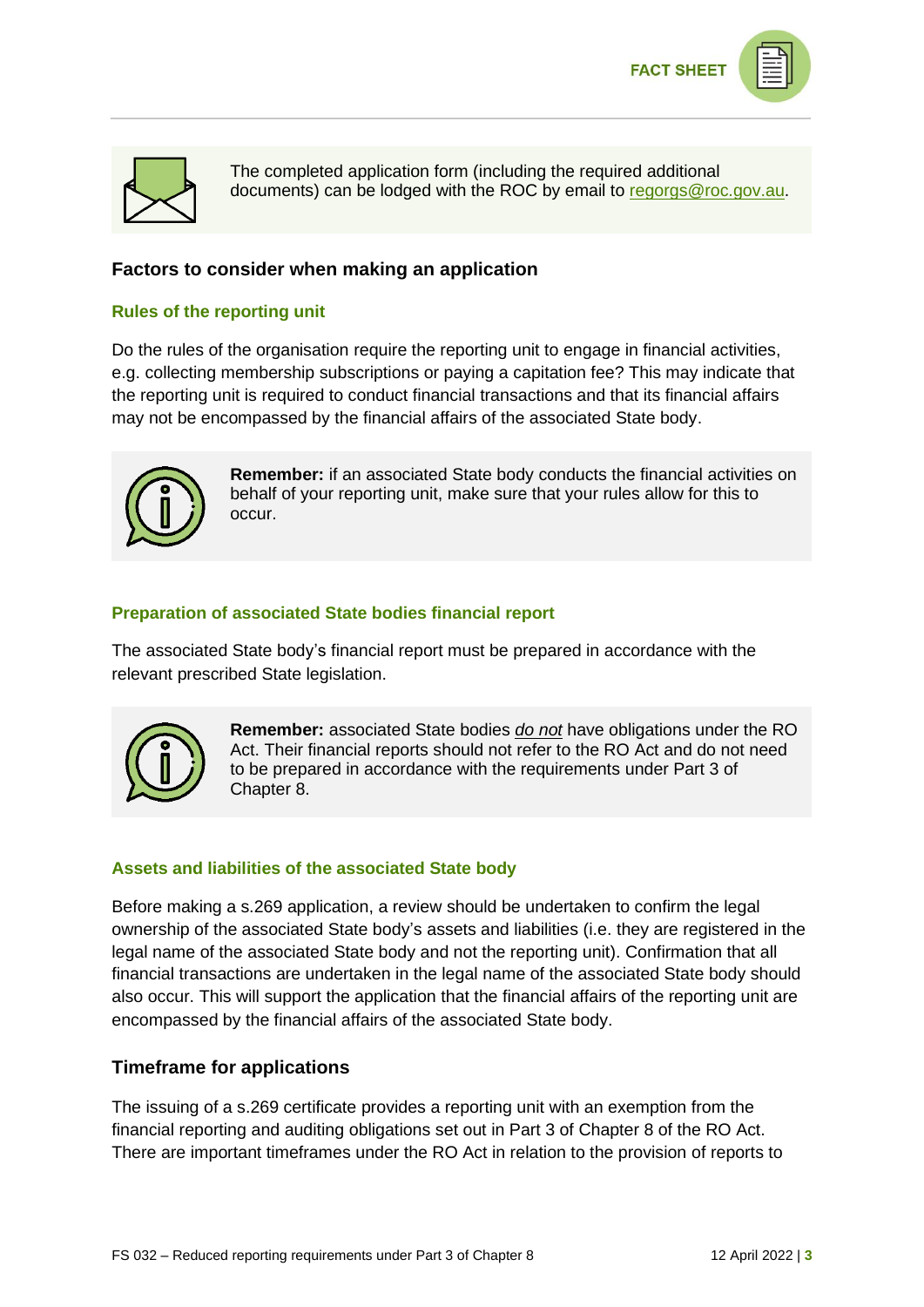The completed application form (including the required additional documents) can be lodged with the ROC by email to regorgs@roc.gov.au.

## Factors to consider when making an application

### Rules of the reporting unit

Do the rules of the organisation require the reporting unit to engage in financial activities, e.g. collecting membership subscriptions or paying a capitation fee? This may indicate that the reporting unit is required to conduct financial transactions and that its financial affairs may not be encompassed by the financial affairs of the associated State body.

> **Remember:** if an associated State body conducts the financial activities on behalf of your reporting unit, make sure that your rules allow for this to occur.

### Preparation of associated State bodies financial report

The associated State body's financial report must be prepared in accordance with the relevant prescribed State legislation.

> **Remember:** associated State bodies *do not* have obligations under the RO Act. Their financial reports should not refer to the RO Act and do not need to be prepared in accordance with the requirements under Part 3 of Chapter 8.

### Assets and liabilities of the associated State body

Before making a s.269 application, a review should be undertaken to confirm the legal ownership of the associated State body's assets and liabilities (i.e. they are registered in the legal name of the associated State body and not the reporting unit). Confirmation that all financial transactions are undertaken in the legal name of the associated State body should also occur. This will support the application that the financial affairs of the reporting unit are encompassed by the financial affairs of the associated State body.

## Timeframe for applications

The issuing of a s.269 certificate provides a reporting unit with an exemption from the financial reporting and auditing obligations set out in Part 3 of Chapter 8 of the RO Act. There are important timeframes under the RO Act in relation to the provision of reports to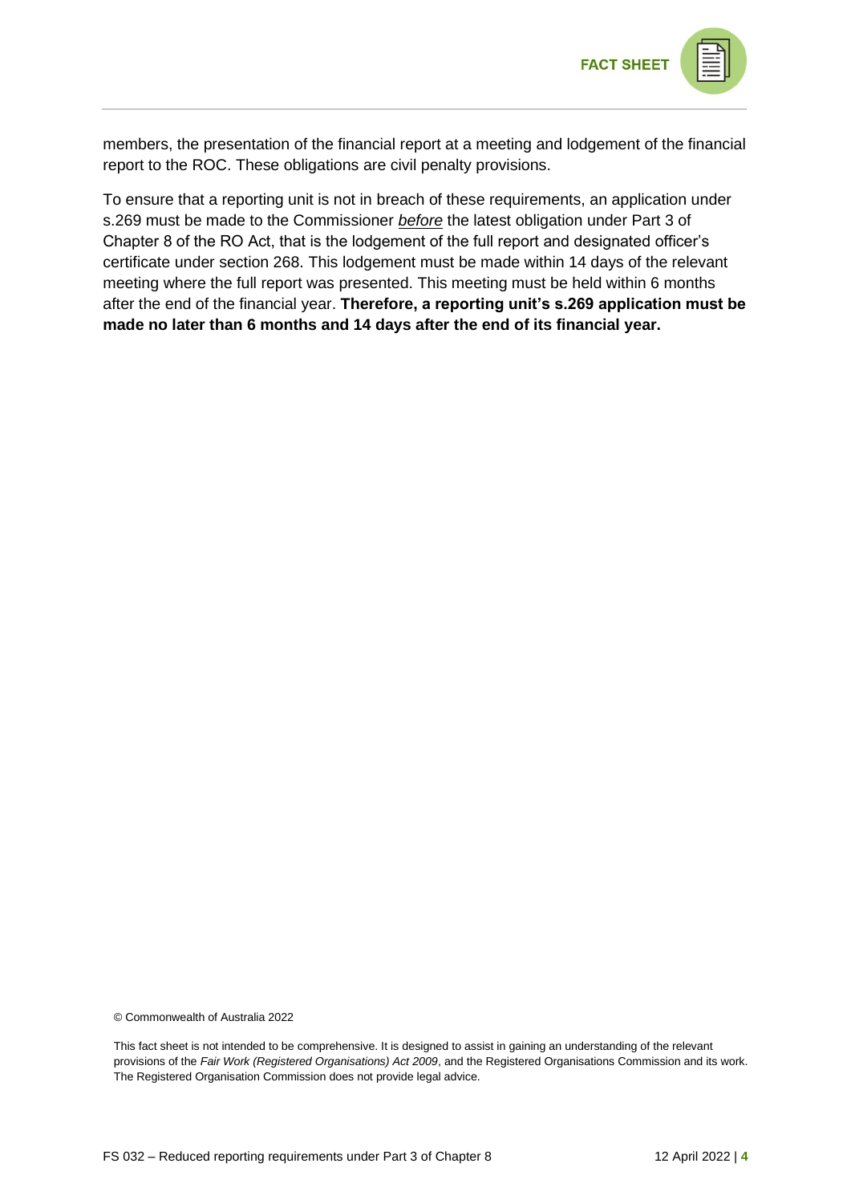members, the presentation of the financial report at a meeting and lodgement of the financial report to the ROC. These obligations are civil penalty provisions.

To ensure that a reporting unit is not in breach of these requirements, an application under s.269 must be made to the Commissioner ***before*** the latest obligation under Part 3 of Chapter 8 of the RO Act, that is the lodgement of the full report and designated officer's certificate under section 268. This lodgement must be made within 14 days of the relevant meeting where the full report was presented. This meeting must be held within 6 months after the end of the financial year. **Therefore, a reporting unit's s.269 application must be made no later than 6 months and 14 days after the end of its financial year.**

© Commonwealth of Australia 2022

This fact sheet is not intended to be comprehensive. It is designed to assist in gaining an understanding of the relevant provisions of the *Fair Work (Registered Organisations) Act 2009*, and the Registered Organisations Commission and its work. The Registered Organisation Commission does not provide legal advice.